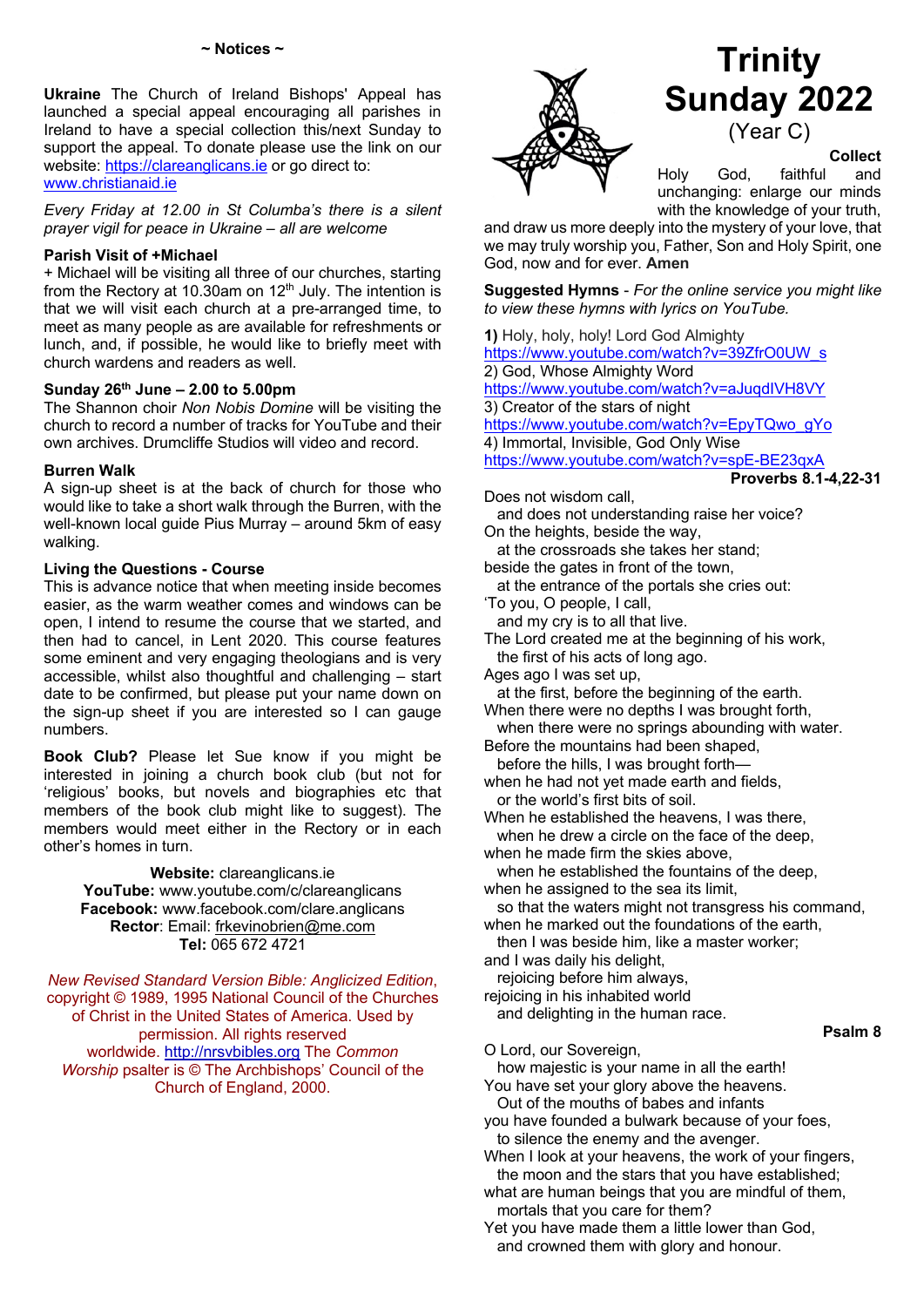~ Notices ~

**Ukraine** The Church of Ireland Bishops' Appeal has launched a special appeal encouraging all parishes in Ireland to have a special collection this/next Sunday to support the appeal. To donate please use the link on our website: https://clareanglicans.ie or go direct to: www.christianaid.ie

*Every Friday at 12.00 in St Columba's there is a silent prayer vigil for peace in Ukraine – all are welcome*

**Parish Visit of +Michael**
+ Michael will be visiting all three of our churches, starting from the Rectory at 10.30am on 12th July. The intention is that we will visit each church at a pre-arranged time, to meet as many people as are available for refreshments or lunch, and, if possible, he would like to briefly meet with church wardens and readers as well.

**Sunday 26th June – 2.00 to 5.00pm**
The Shannon choir *Non Nobis Domine* will be visiting the church to record a number of tracks for YouTube and their own archives. Drumcliffe Studios will video and record.

**Burren Walk**
A sign-up sheet is at the back of church for those who would like to take a short walk through the Burren, with the well-known local guide Pius Murray – around 5km of easy walking.

**Living the Questions - Course**
This is advance notice that when meeting inside becomes easier, as the warm weather comes and windows can be open, I intend to resume the course that we started, and then had to cancel, in Lent 2020. This course features some eminent and very engaging theologians and is very accessible, whilst also thoughtful and challenging – start date to be confirmed, but please put your name down on the sign-up sheet if you are interested so I can gauge numbers.

**Book Club?** Please let Sue know if you might be interested in joining a church book club (but not for 'religious' books, but novels and biographies etc that members of the book club might like to suggest). The members would meet either in the Rectory or in each other's homes in turn.

**Website:** clareanglicans.ie
**YouTube:** www.youtube.com/c/clareanglicans
**Facebook:** www.facebook.com/clare.anglicans
**Rector**: Email: frkevinobrien@me.com
**Tel:** 065 672 4721

*New Revised Standard Version Bible: Anglicized Edition*, copyright © 1989, 1995 National Council of the Churches of Christ in the United States of America. Used by permission. All rights reserved worldwide. http://nrsvbibles.org The *Common Worship* psalter is © The Archbishops' Council of the Church of England, 2000.

# Trinity Sunday 2022
(Year C)

**Collect**
Holy God, faithful and unchanging: enlarge our minds with the knowledge of your truth, and draw us more deeply into the mystery of your love, that we may truly worship you, Father, Son and Holy Spirit, one God, now and for ever. **Amen**

**Suggested Hymns** - *For the online service you might like to view these hymns with lyrics on YouTube.*

**1)** Holy, holy, holy! Lord God Almighty
https://www.youtube.com/watch?v=39ZfrO0UW_s
2) God, Whose Almighty Word
https://www.youtube.com/watch?v=aJuqdIVH8VY
3) Creator of the stars of night
https://www.youtube.com/watch?v=EpyTQwo_gYo
4) Immortal, Invisible, God Only Wise
https://www.youtube.com/watch?v=spE-BE23qxA

**Proverbs 8.1-4,22-31**

Does not wisdom call,
  and does not understanding raise her voice?
On the heights, beside the way,
  at the crossroads she takes her stand;
beside the gates in front of the town,
  at the entrance of the portals she cries out:
'To you, O people, I call,
  and my cry is to all that live.
The Lord created me at the beginning of his work,
  the first of his acts of long ago.
Ages ago I was set up,
  at the first, before the beginning of the earth.
When there were no depths I was brought forth,
  when there were no springs abounding with water.
Before the mountains had been shaped,
  before the hills, I was brought forth—
when he had not yet made earth and fields,
  or the world's first bits of soil.
When he established the heavens, I was there,
  when he drew a circle on the face of the deep,
when he made firm the skies above,
  when he established the fountains of the deep,
when he assigned to the sea its limit,
  so that the waters might not transgress his command,
when he marked out the foundations of the earth,
  then I was beside him, like a master worker;
and I was daily his delight,
  rejoicing before him always,
rejoicing in his inhabited world
  and delighting in the human race.

**Psalm 8**

O Lord, our Sovereign,
  how majestic is your name in all the earth!
You have set your glory above the heavens.
  Out of the mouths of babes and infants
you have founded a bulwark because of your foes,
  to silence the enemy and the avenger.
When I look at your heavens, the work of your fingers,
  the moon and the stars that you have established;
what are human beings that you are mindful of them,
  mortals that you care for them?
Yet you have made them a little lower than God,
  and crowned them with glory and honour.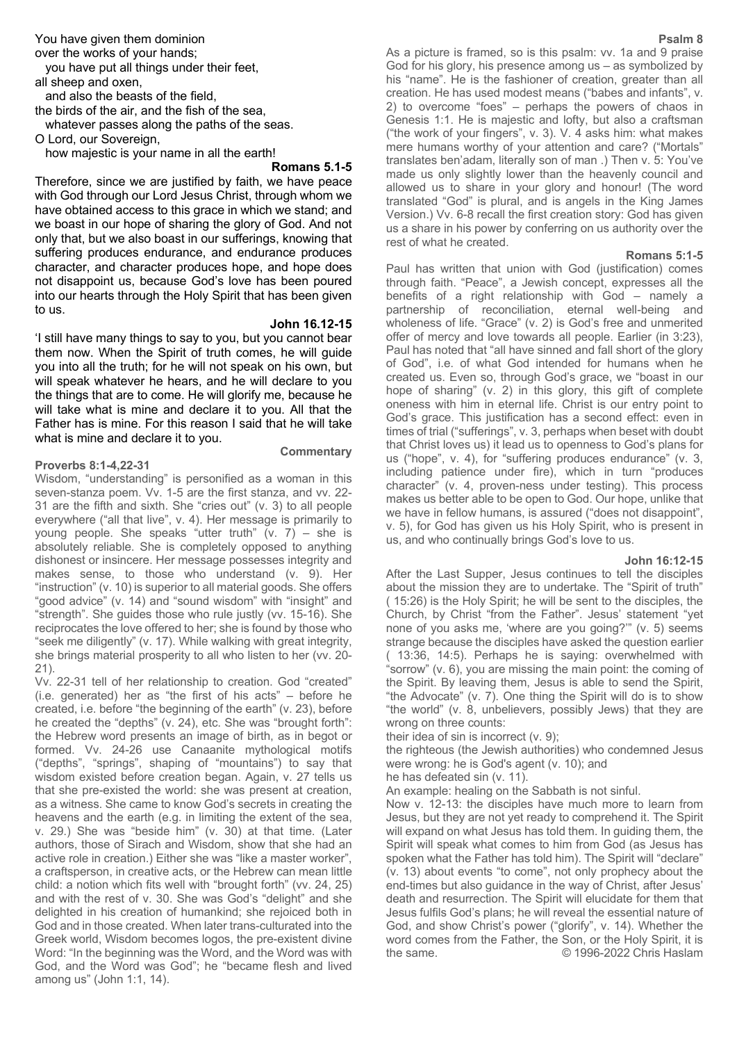You have given them dominion
over the works of your hands;
  you have put all things under their feet,
all sheep and oxen,
  and also the beasts of the field,
the birds of the air, and the fish of the sea,
  whatever passes along the paths of the seas.
O Lord, our Sovereign,
  how majestic is your name in all the earth!

**Romans 5.1-5**

Therefore, since we are justified by faith, we have peace with God through our Lord Jesus Christ, through whom we have obtained access to this grace in which we stand; and we boast in our hope of sharing the glory of God. And not only that, but we also boast in our sufferings, knowing that suffering produces endurance, and endurance produces character, and character produces hope, and hope does not disappoint us, because God's love has been poured into our hearts through the Holy Spirit that has been given to us.

**John 16.12-15**

'I still have many things to say to you, but you cannot bear them now. When the Spirit of truth comes, he will guide you into all the truth; for he will not speak on his own, but will speak whatever he hears, and he will declare to you the things that are to come. He will glorify me, because he will take what is mine and declare it to you. All that the Father has is mine. For this reason I said that he will take what is mine and declare it to you.

**Commentary**

**Proverbs 8:1-4,22-31**

Wisdom, "understanding" is personified as a woman in this seven-stanza poem. Vv. 1-5 are the first stanza, and vv. 22-31 are the fifth and sixth. She "cries out" (v. 3) to all people everywhere ("all that live", v. 4). Her message is primarily to young people. She speaks "utter truth" (v. 7) – she is absolutely reliable. She is completely opposed to anything dishonest or insincere. Her message possesses integrity and makes sense, to those who understand (v. 9). Her "instruction" (v. 10) is superior to all material goods. She offers "good advice" (v. 14) and "sound wisdom" with "insight" and "strength". She guides those who rule justly (vv. 15-16). She reciprocates the love offered to her; she is found by those who "seek me diligently" (v. 17). While walking with great integrity, she brings material prosperity to all who listen to her (vv. 20-21).

Vv. 22-31 tell of her relationship to creation. God "created" (i.e. generated) her as "the first of his acts" – before he created, i.e. before "the beginning of the earth" (v. 23), before he created the "depths" (v. 24), etc. She was "brought forth": the Hebrew word presents an image of birth, as in begot or formed. Vv. 24-26 use Canaanite mythological motifs ("depths", "springs", shaping of "mountains") to say that wisdom existed before creation began. Again, v. 27 tells us that she pre-existed the world: she was present at creation, as a witness. She came to know God's secrets in creating the heavens and the earth (e.g. in limiting the extent of the sea, v. 29.) She was "beside him" (v. 30) at that time. (Later authors, those of Sirach and Wisdom, show that she had an active role in creation.) Either she was "like a master worker", a craftsperson, in creative acts, or the Hebrew can mean little child: a notion which fits well with "brought forth" (vv. 24, 25) and with the rest of v. 30. She was God's "delight" and she delighted in his creation of humankind; she rejoiced both in God and in those created. When later trans-culturated into the Greek world, Wisdom becomes logos, the pre-existent divine Word: "In the beginning was the Word, and the Word was with God, and the Word was God"; he "became flesh and lived among us" (John 1:1, 14).

**Psalm 8**

As a picture is framed, so is this psalm: vv. 1a and 9 praise God for his glory, his presence among us – as symbolized by his "name". He is the fashioner of creation, greater than all creation. He has used modest means ("babes and infants", v. 2) to overcome "foes" – perhaps the powers of chaos in Genesis 1:1. He is majestic and lofty, but also a craftsman ("the work of your fingers", v. 3). V. 4 asks him: what makes mere humans worthy of your attention and care? ("Mortals" translates ben'adam, literally son of man .) Then v. 5: You've made us only slightly lower than the heavenly council and allowed us to share in your glory and honour! (The word translated "God" is plural, and is angels in the King James Version.) Vv. 6-8 recall the first creation story: God has given us a share in his power by conferring on us authority over the rest of what he created.

**Romans 5:1-5**

Paul has written that union with God (justification) comes through faith. "Peace", a Jewish concept, expresses all the benefits of a right relationship with God – namely a partnership of reconciliation, eternal well-being and wholeness of life. "Grace" (v. 2) is God's free and unmerited offer of mercy and love towards all people. Earlier (in 3:23), Paul has noted that "all have sinned and fall short of the glory of God", i.e. of what God intended for humans when he created us. Even so, through God's grace, we "boast in our hope of sharing" (v. 2) in this glory, this gift of complete oneness with him in eternal life. Christ is our entry point to God's grace. This justification has a second effect: even in times of trial ("sufferings", v. 3, perhaps when beset with doubt that Christ loves us) it lead us to openness to God's plans for us ("hope", v. 4), for "suffering produces endurance" (v. 3, including patience under fire), which in turn "produces character" (v. 4, proven-ness under testing). This process makes us better able to be open to God. Our hope, unlike that we have in fellow humans, is assured ("does not disappoint", v. 5), for God has given us his Holy Spirit, who is present in us, and who continually brings God's love to us.

**John 16:12-15**

After the Last Supper, Jesus continues to tell the disciples about the mission they are to undertake. The "Spirit of truth" ( 15:26) is the Holy Spirit; he will be sent to the disciples, the Church, by Christ "from the Father". Jesus' statement "yet none of you asks me, 'where are you going?'" (v. 5) seems strange because the disciples have asked the question earlier ( 13:36, 14:5). Perhaps he is saying: overwhelmed with "sorrow" (v. 6), you are missing the main point: the coming of the Spirit. By leaving them, Jesus is able to send the Spirit, "the Advocate" (v. 7). One thing the Spirit will do is to show "the world" (v. 8, unbelievers, possibly Jews) that they are wrong on three counts:

their idea of sin is incorrect (v. 9);

the righteous (the Jewish authorities) who condemned Jesus were wrong: he is God's agent (v. 10); and

he has defeated sin (v. 11).

An example: healing on the Sabbath is not sinful.

Now v. 12-13: the disciples have much more to learn from Jesus, but they are not yet ready to comprehend it. The Spirit will expand on what Jesus has told them. In guiding them, the Spirit will speak what comes to him from God (as Jesus has spoken what the Father has told him). The Spirit will "declare" (v. 13) about events "to come", not only prophecy about the end-times but also guidance in the way of Christ, after Jesus' death and resurrection. The Spirit will elucidate for them that Jesus fulfils God's plans; he will reveal the essential nature of God, and show Christ's power ("glorify", v. 14). Whether the word comes from the Father, the Son, or the Holy Spirit, it is the same.

© 1996-2022 Chris Haslam